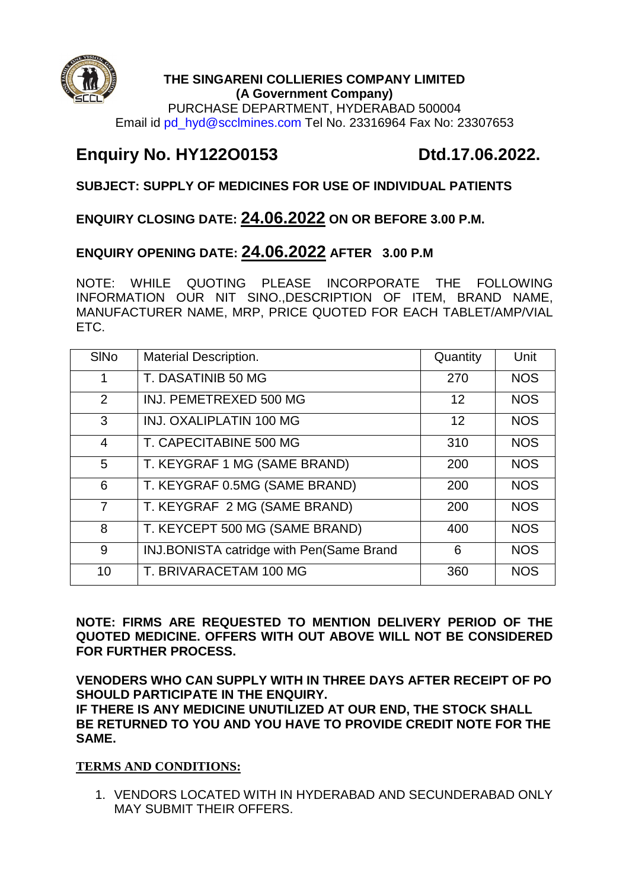**THE SINGARENI COLLIERIES COMPANY LIMITED**
**(A Government Company)**
PURCHASE DEPARTMENT, HYDERABAD 500004
Email id pd_hyd@scclmines.com Tel No. 23316964 Fax No: 23307653

# Enquiry No. HY122O0153 Dtd.17.06.2022.

**SUBJECT: SUPPLY OF MEDICINES FOR USE OF INDIVIDUAL PATIENTS**

**ENQUIRY CLOSING DATE: 24.06.2022 ON OR BEFORE 3.00 P.M.**

**ENQUIRY OPENING DATE: 24.06.2022 AFTER 3.00 P.M**

NOTE: WHILE QUOTING PLEASE INCORPORATE THE FOLLOWING INFORMATION OUR NIT SINO.,DESCRIPTION OF ITEM, BRAND NAME, MANUFACTURER NAME, MRP, PRICE QUOTED FOR EACH TABLET/AMP/VIAL ETC.

| SlNo | Material Description. | Quantity | Unit |
|---|---|---|---|
| 1 | T. DASATINIB 50 MG | 270 | NOS |
| 2 | INJ. PEMETREXED 500 MG | 12 | NOS |
| 3 | INJ. OXALIPLATIN 100 MG | 12 | NOS |
| 4 | T. CAPECITABINE 500 MG | 310 | NOS |
| 5 | T. KEYGRAF 1 MG (SAME BRAND) | 200 | NOS |
| 6 | T. KEYGRAF 0.5MG (SAME BRAND) | 200 | NOS |
| 7 | T. KEYGRAF 2 MG (SAME BRAND) | 200 | NOS |
| 8 | T. KEYCEPT 500 MG (SAME BRAND) | 400 | NOS |
| 9 | INJ.BONISTA catridge with Pen(Same Brand | 6 | NOS |
| 10 | T. BRIVARACETAM 100 MG | 360 | NOS |

**NOTE: FIRMS ARE REQUESTED TO MENTION DELIVERY PERIOD OF THE QUOTED MEDICINE. OFFERS WITH OUT ABOVE WILL NOT BE CONSIDERED FOR FURTHER PROCESS.**

**VENODERS WHO CAN SUPPLY WITH IN THREE DAYS AFTER RECEIPT OF PO SHOULD PARTICIPATE IN THE ENQUIRY.**
**IF THERE IS ANY MEDICINE UNUTILIZED AT OUR END, THE STOCK SHALL BE RETURNED TO YOU AND YOU HAVE TO PROVIDE CREDIT NOTE FOR THE SAME.**

**TERMS AND CONDITIONS:**

1. VENDORS LOCATED WITH IN HYDERABAD AND SECUNDERABAD ONLY MAY SUBMIT THEIR OFFERS.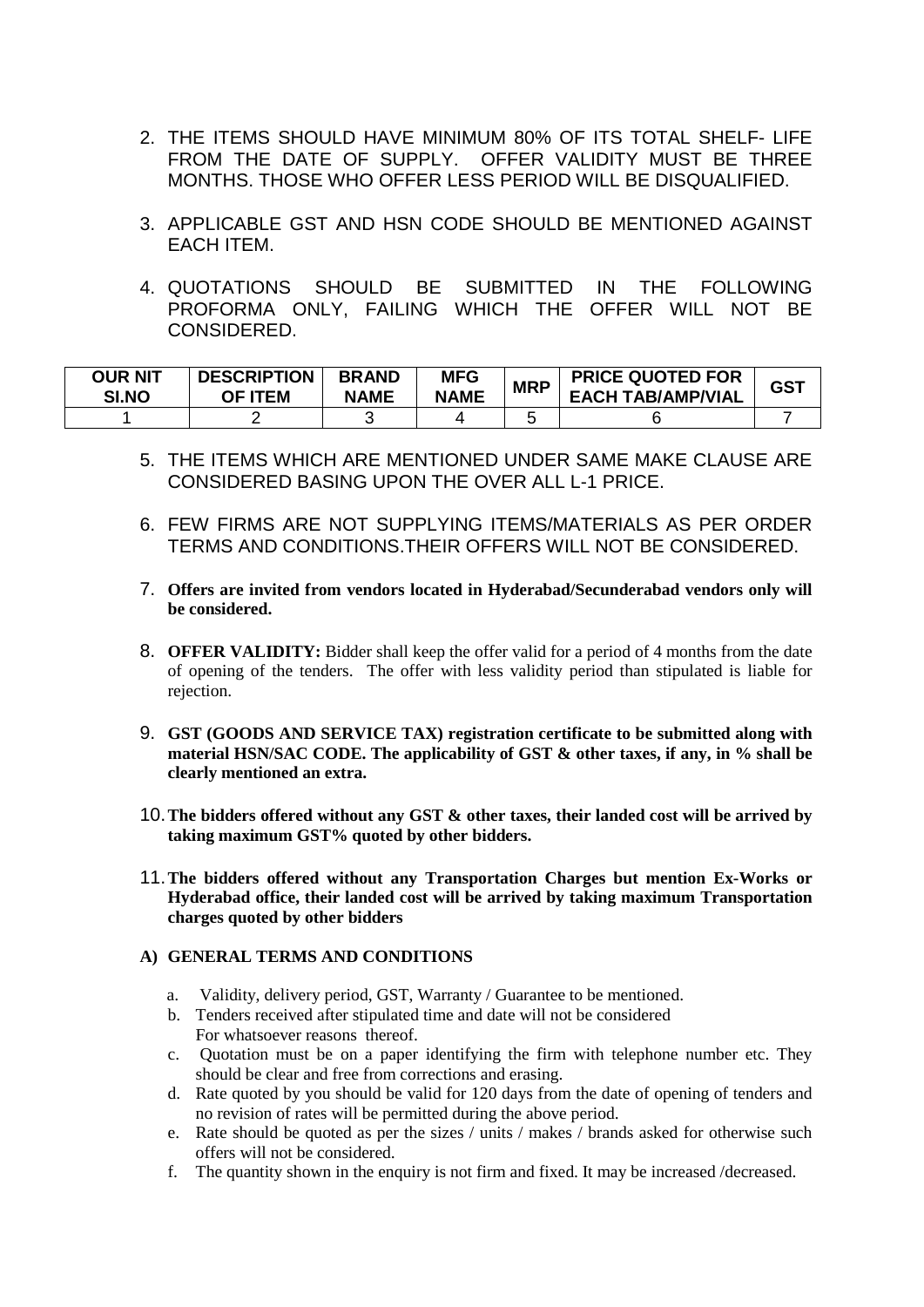2. THE ITEMS SHOULD HAVE MINIMUM 80% OF ITS TOTAL SHELF- LIFE FROM THE DATE OF SUPPLY. OFFER VALIDITY MUST BE THREE MONTHS. THOSE WHO OFFER LESS PERIOD WILL BE DISQUALIFIED.

3. APPLICABLE GST AND HSN CODE SHOULD BE MENTIONED AGAINST EACH ITEM.

4. QUOTATIONS SHOULD BE SUBMITTED IN THE FOLLOWING PROFORMA ONLY, FAILING WHICH THE OFFER WILL NOT BE CONSIDERED.

| OUR NIT SI.NO | DESCRIPTION OF ITEM | BRAND NAME | MFG NAME | MRP | PRICE QUOTED FOR EACH TAB/AMP/VIAL | GST |
|---|---|---|---|---|---|---|
| 1 | 2 | 3 | 4 | 5 | 6 | 7 |

5. THE ITEMS WHICH ARE MENTIONED UNDER SAME MAKE CLAUSE ARE CONSIDERED BASING UPON THE OVER ALL L-1 PRICE.

6. FEW FIRMS ARE NOT SUPPLYING ITEMS/MATERIALS AS PER ORDER TERMS AND CONDITIONS.THEIR OFFERS WILL NOT BE CONSIDERED.

7. **Offers are invited from vendors located in Hyderabad/Secunderabad vendors only will be considered.**

8. **OFFER VALIDITY:** Bidder shall keep the offer valid for a period of 4 months from the date of opening of the tenders. The offer with less validity period than stipulated is liable for rejection.

9. **GST (GOODS AND SERVICE TAX) registration certificate to be submitted along with material HSN/SAC CODE. The applicability of GST & other taxes, if any, in % shall be clearly mentioned an extra.**

10. **The bidders offered without any GST & other taxes, their landed cost will be arrived by taking maximum GST% quoted by other bidders.**

11. **The bidders offered without any Transportation Charges but mention Ex-Works or Hyderabad office, their landed cost will be arrived by taking maximum Transportation charges quoted by other bidders**

**A) GENERAL TERMS AND CONDITIONS**

a. Validity, delivery period, GST, Warranty / Guarantee to be mentioned.
b. Tenders received after stipulated time and date will not be considered For whatsoever reasons thereof.
c. Quotation must be on a paper identifying the firm with telephone number etc. They should be clear and free from corrections and erasing.
d. Rate quoted by you should be valid for 120 days from the date of opening of tenders and no revision of rates will be permitted during the above period.
e. Rate should be quoted as per the sizes / units / makes / brands asked for otherwise such offers will not be considered.
f. The quantity shown in the enquiry is not firm and fixed. It may be increased /decreased.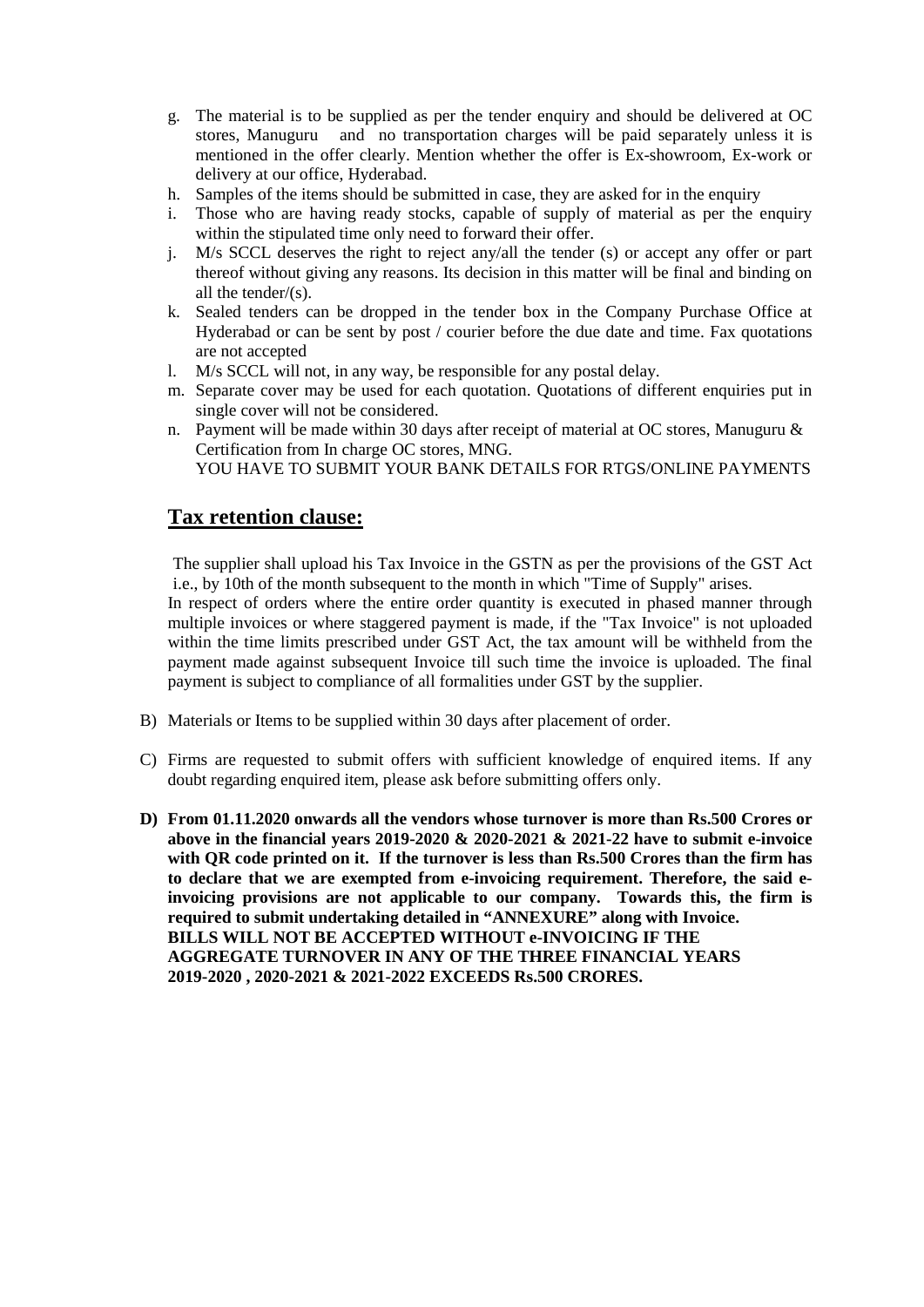g. The material is to be supplied as per the tender enquiry and should be delivered at OC stores, Manuguru and no transportation charges will be paid separately unless it is mentioned in the offer clearly. Mention whether the offer is Ex-showroom, Ex-work or delivery at our office, Hyderabad.
h. Samples of the items should be submitted in case, they are asked for in the enquiry
i. Those who are having ready stocks, capable of supply of material as per the enquiry within the stipulated time only need to forward their offer.
j. M/s SCCL deserves the right to reject any/all the tender (s) or accept any offer or part thereof without giving any reasons. Its decision in this matter will be final and binding on all the tender/(s).
k. Sealed tenders can be dropped in the tender box in the Company Purchase Office at Hyderabad or can be sent by post / courier before the due date and time. Fax quotations are not accepted
l. M/s SCCL will not, in any way, be responsible for any postal delay.
m. Separate cover may be used for each quotation. Quotations of different enquiries put in single cover will not be considered.
n. Payment will be made within 30 days after receipt of material at OC stores, Manuguru & Certification from In charge OC stores, MNG.
YOU HAVE TO SUBMIT YOUR BANK DETAILS FOR RTGS/ONLINE PAYMENTS

## Tax retention clause:

The supplier shall upload his Tax Invoice in the GSTN as per the provisions of the GST Act i.e., by 10th of the month subsequent to the month in which "Time of Supply" arises.
In respect of orders where the entire order quantity is executed in phased manner through multiple invoices or where staggered payment is made, if the "Tax Invoice" is not uploaded within the time limits prescribed under GST Act, the tax amount will be withheld from the payment made against subsequent Invoice till such time the invoice is uploaded. The final payment is subject to compliance of all formalities under GST by the supplier.

B) Materials or Items to be supplied within 30 days after placement of order.

C) Firms are requested to submit offers with sufficient knowledge of enquired items. If any doubt regarding enquired item, please ask before submitting offers only.

**D) From 01.11.2020 onwards all the vendors whose turnover is more than Rs.500 Crores or above in the financial years 2019-2020 & 2020-2021 & 2021-22 have to submit e-invoice with QR code printed on it. If the turnover is less than Rs.500 Crores than the firm has to declare that we are exempted from e-invoicing requirement. Therefore, the said e-invoicing provisions are not applicable to our company. Towards this, the firm is required to submit undertaking detailed in "ANNEXURE" along with Invoice.**
**BILLS WILL NOT BE ACCEPTED WITHOUT e-INVOICING IF THE AGGREGATE TURNOVER IN ANY OF THE THREE FINANCIAL YEARS 2019-2020 , 2020-2021 & 2021-2022 EXCEEDS Rs.500 CRORES.**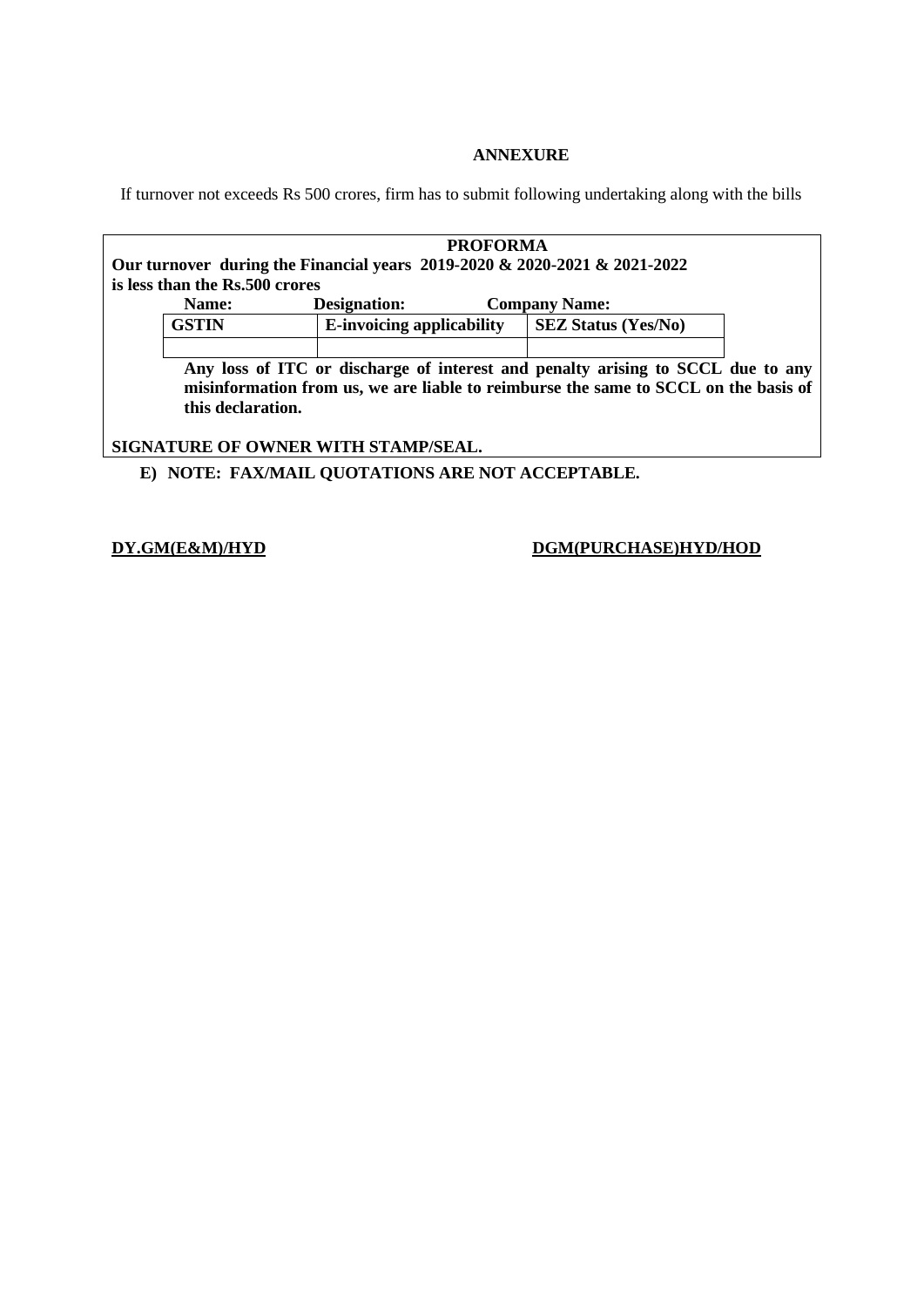## ANNEXURE

If turnover not exceeds Rs 500 crores, firm has to submit following undertaking along with the bills

**PROFORMA**

**Our turnover during the Financial years 2019-2020 & 2020-2021 & 2021-2022 is less than the Rs.500 crores**

**Name:** **Designation:** **Company Name:**

| GSTIN | E-invoicing applicability | SEZ Status (Yes/No) |
|---|---|---|
| | | |

**Any loss of ITC or discharge of interest and penalty arising to SCCL due to any misinformation from us, we are liable to reimburse the same to SCCL on the basis of this declaration.**

**SIGNATURE OF OWNER WITH STAMP/SEAL.**

**E) NOTE: FAX/MAIL QUOTATIONS ARE NOT ACCEPTABLE.**

**DY.GM(E&M)/HYD** **DGM(PURCHASE)HYD/HOD**